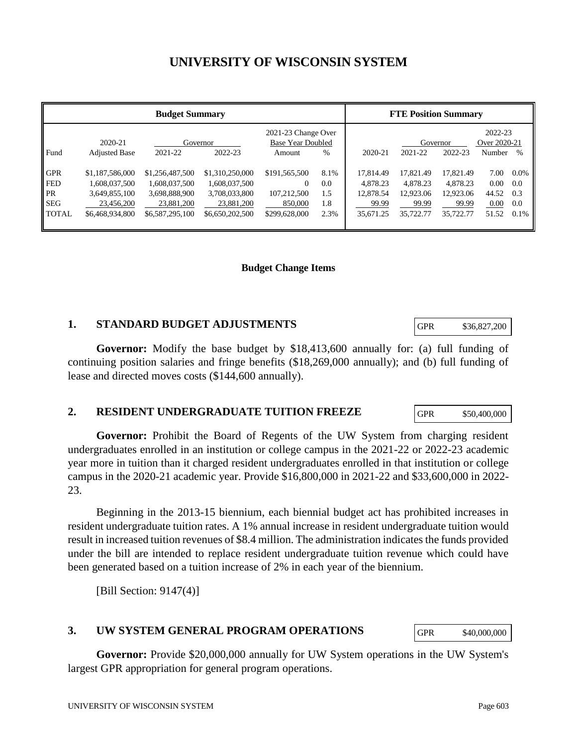# UNIVERSITY OF WISCONSIN SYSTEM

| Budget Summary | | | | | | FTE Position Summary | | | | |
|---|---|---|---|---|---|---|---|---|---|---|
| Fund | 2020-21 Adjusted Base | Governor 2021-22 | Governor 2022-23 | 2021-23 Change Over Base Year Doubled Amount | % | 2020-21 | Governor 2021-22 | Governor 2022-23 | 2022-23 Over 2020-21 Number | % |
| GPR | $1,187,586,000 | $1,256,487,500 | $1,310,250,000 | $191,565,500 | 8.1% | 17,814.49 | 17,821.49 | 17,821.49 | 7.00 | 0.0% |
| FED | 1,608,037,500 | 1,608,037,500 | 1,608,037,500 | 0 | 0.0 | 4,878.23 | 4,878.23 | 4,878.23 | 0.00 | 0.0 |
| PR | 3,649,855,100 | 3,698,888,900 | 3,708,033,800 | 107,212,500 | 1.5 | 12,878.54 | 12,923.06 | 12,923.06 | 44.52 | 0.3 |
| SEG | 23,456,200 | 23,881,200 | 23,881,200 | 850,000 | 1.8 | 99.99 | 99.99 | 99.99 | 0.00 | 0.0 |
| TOTAL | $6,468,934,800 | $6,587,295,100 | $6,650,202,500 | $299,628,000 | 2.3% | 35,671.25 | 35,722.77 | 35,722.77 | 51.52 | 0.1% |

**Budget Change Items**

## 1. STANDARD BUDGET ADJUSTMENTS

| GPR | $36,827,200 |
|---|---|

**Governor:** Modify the base budget by $18,413,600 annually for: (a) full funding of continuing position salaries and fringe benefits ($18,269,000 annually); and (b) full funding of lease and directed moves costs ($144,600 annually).

## 2. RESIDENT UNDERGRADUATE TUITION FREEZE

| GPR | $50,400,000 |
|---|---|

**Governor:** Prohibit the Board of Regents of the UW System from charging resident undergraduates enrolled in an institution or college campus in the 2021-22 or 2022-23 academic year more in tuition than it charged resident undergraduates enrolled in that institution or college campus in the 2020-21 academic year. Provide $16,800,000 in 2021-22 and $33,600,000 in 2022-23.

Beginning in the 2013-15 biennium, each biennial budget act has prohibited increases in resident undergraduate tuition rates. A 1% annual increase in resident undergraduate tuition would result in increased tuition revenues of $8.4 million. The administration indicates the funds provided under the bill are intended to replace resident undergraduate tuition revenue which could have been generated based on a tuition increase of 2% in each year of the biennium.

[Bill Section: 9147(4)]

## 3. UW SYSTEM GENERAL PROGRAM OPERATIONS

| GPR | $40,000,000 |
|---|---|

**Governor:** Provide $20,000,000 annually for UW System operations in the UW System's largest GPR appropriation for general program operations.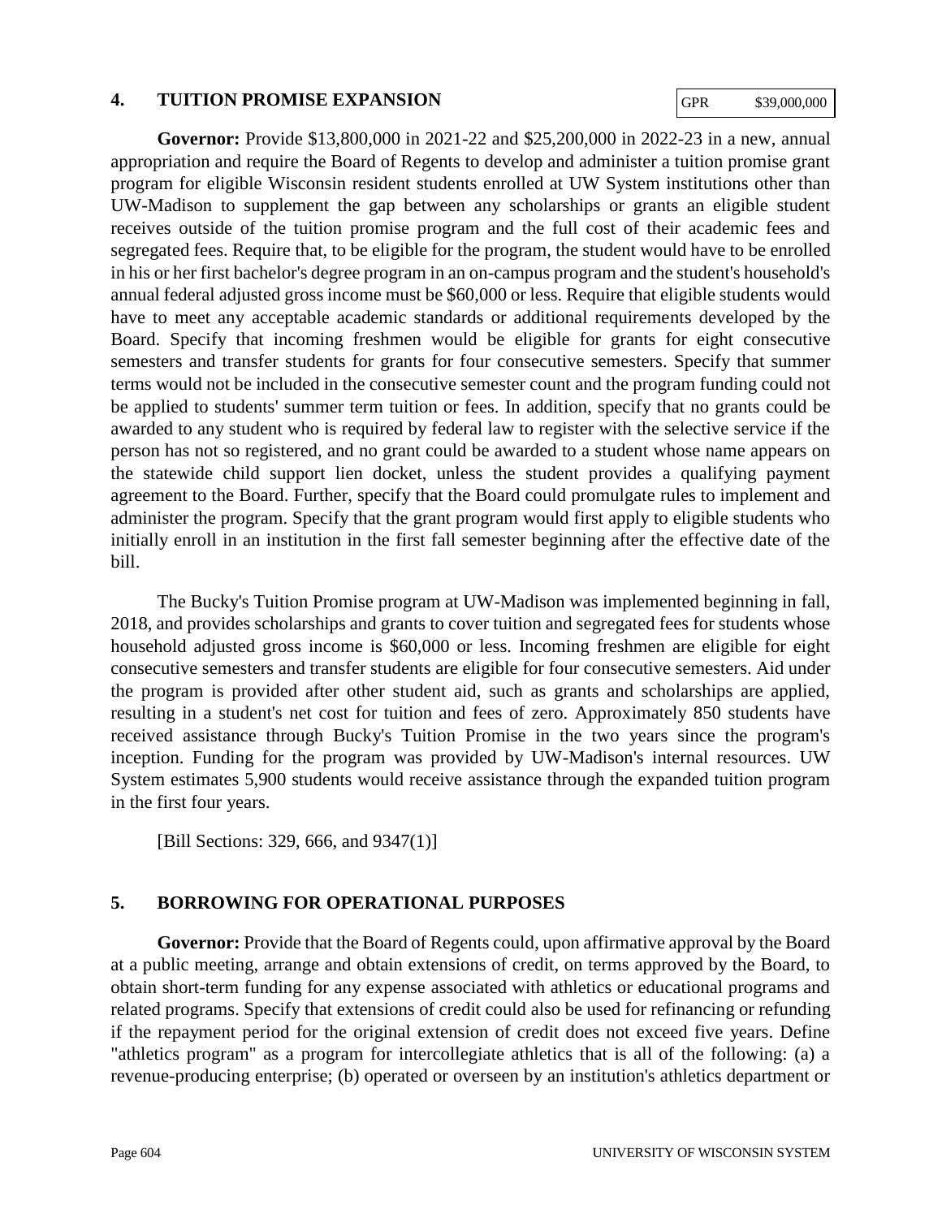## 4. TUITION PROMISE EXPANSION

| GPR | $39,000,000 |
|---|---|

**Governor:** Provide $13,800,000 in 2021-22 and $25,200,000 in 2022-23 in a new, annual appropriation and require the Board of Regents to develop and administer a tuition promise grant program for eligible Wisconsin resident students enrolled at UW System institutions other than UW-Madison to supplement the gap between any scholarships or grants an eligible student receives outside of the tuition promise program and the full cost of their academic fees and segregated fees. Require that, to be eligible for the program, the student would have to be enrolled in his or her first bachelor's degree program in an on-campus program and the student's household's annual federal adjusted gross income must be $60,000 or less. Require that eligible students would have to meet any acceptable academic standards or additional requirements developed by the Board. Specify that incoming freshmen would be eligible for grants for eight consecutive semesters and transfer students for grants for four consecutive semesters. Specify that summer terms would not be included in the consecutive semester count and the program funding could not be applied to students' summer term tuition or fees. In addition, specify that no grants could be awarded to any student who is required by federal law to register with the selective service if the person has not so registered, and no grant could be awarded to a student whose name appears on the statewide child support lien docket, unless the student provides a qualifying payment agreement to the Board. Further, specify that the Board could promulgate rules to implement and administer the program. Specify that the grant program would first apply to eligible students who initially enroll in an institution in the first fall semester beginning after the effective date of the bill.

The Bucky's Tuition Promise program at UW-Madison was implemented beginning in fall, 2018, and provides scholarships and grants to cover tuition and segregated fees for students whose household adjusted gross income is $60,000 or less. Incoming freshmen are eligible for eight consecutive semesters and transfer students are eligible for four consecutive semesters. Aid under the program is provided after other student aid, such as grants and scholarships are applied, resulting in a student's net cost for tuition and fees of zero. Approximately 850 students have received assistance through Bucky's Tuition Promise in the two years since the program's inception. Funding for the program was provided by UW-Madison's internal resources. UW System estimates 5,900 students would receive assistance through the expanded tuition program in the first four years.

[Bill Sections: 329, 666, and 9347(1)]

## 5. BORROWING FOR OPERATIONAL PURPOSES

**Governor:** Provide that the Board of Regents could, upon affirmative approval by the Board at a public meeting, arrange and obtain extensions of credit, on terms approved by the Board, to obtain short-term funding for any expense associated with athletics or educational programs and related programs. Specify that extensions of credit could also be used for refinancing or refunding if the repayment period for the original extension of credit does not exceed five years. Define "athletics program" as a program for intercollegiate athletics that is all of the following: (a) a revenue-producing enterprise; (b) operated or overseen by an institution's athletics department or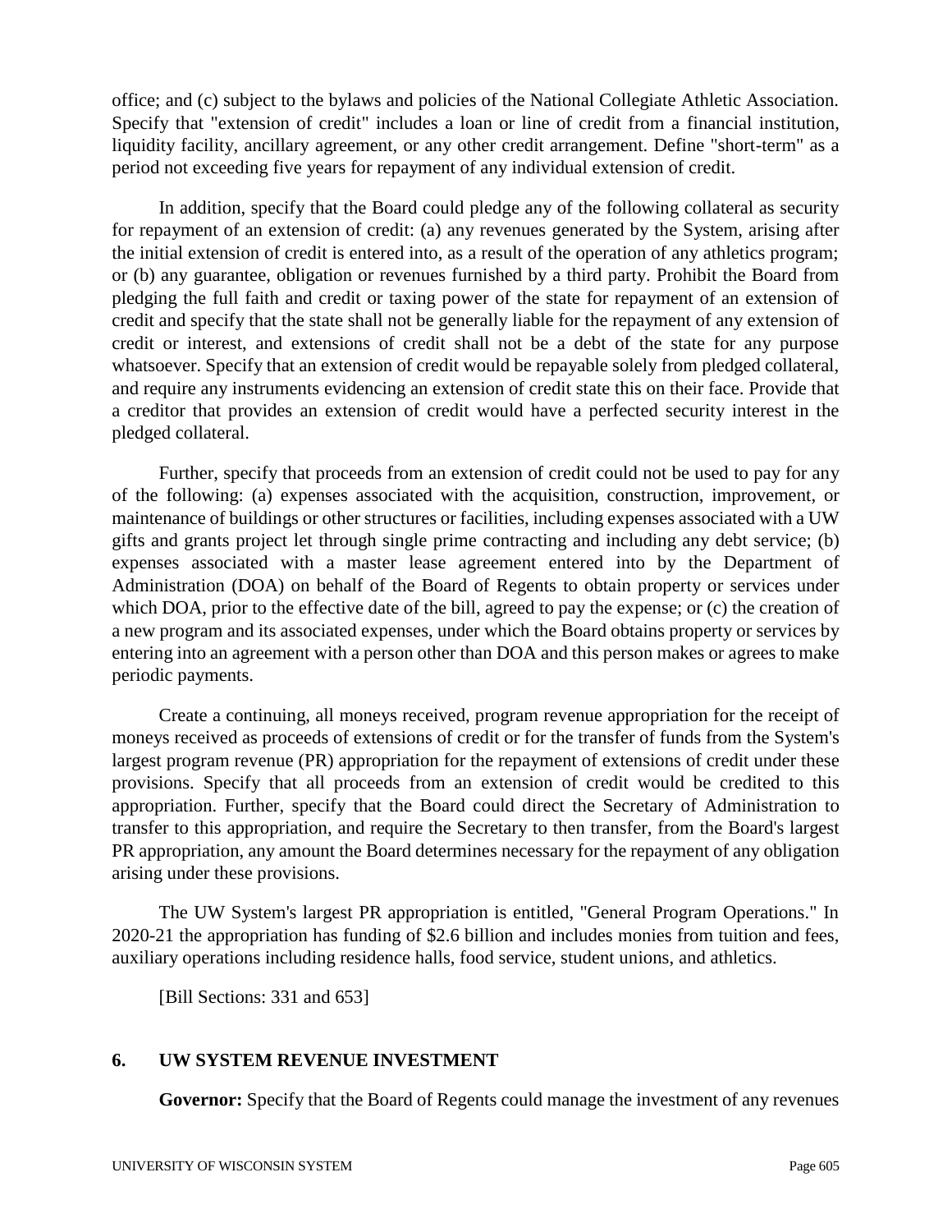office; and (c) subject to the bylaws and policies of the National Collegiate Athletic Association. Specify that "extension of credit" includes a loan or line of credit from a financial institution, liquidity facility, ancillary agreement, or any other credit arrangement. Define "short-term" as a period not exceeding five years for repayment of any individual extension of credit.

In addition, specify that the Board could pledge any of the following collateral as security for repayment of an extension of credit: (a) any revenues generated by the System, arising after the initial extension of credit is entered into, as a result of the operation of any athletics program; or (b) any guarantee, obligation or revenues furnished by a third party. Prohibit the Board from pledging the full faith and credit or taxing power of the state for repayment of an extension of credit and specify that the state shall not be generally liable for the repayment of any extension of credit or interest, and extensions of credit shall not be a debt of the state for any purpose whatsoever. Specify that an extension of credit would be repayable solely from pledged collateral, and require any instruments evidencing an extension of credit state this on their face. Provide that a creditor that provides an extension of credit would have a perfected security interest in the pledged collateral.

Further, specify that proceeds from an extension of credit could not be used to pay for any of the following: (a) expenses associated with the acquisition, construction, improvement, or maintenance of buildings or other structures or facilities, including expenses associated with a UW gifts and grants project let through single prime contracting and including any debt service; (b) expenses associated with a master lease agreement entered into by the Department of Administration (DOA) on behalf of the Board of Regents to obtain property or services under which DOA, prior to the effective date of the bill, agreed to pay the expense; or (c) the creation of a new program and its associated expenses, under which the Board obtains property or services by entering into an agreement with a person other than DOA and this person makes or agrees to make periodic payments.

Create a continuing, all moneys received, program revenue appropriation for the receipt of moneys received as proceeds of extensions of credit or for the transfer of funds from the System's largest program revenue (PR) appropriation for the repayment of extensions of credit under these provisions. Specify that all proceeds from an extension of credit would be credited to this appropriation. Further, specify that the Board could direct the Secretary of Administration to transfer to this appropriation, and require the Secretary to then transfer, from the Board's largest PR appropriation, any amount the Board determines necessary for the repayment of any obligation arising under these provisions.

The UW System's largest PR appropriation is entitled, "General Program Operations." In 2020-21 the appropriation has funding of $2.6 billion and includes monies from tuition and fees, auxiliary operations including residence halls, food service, student unions, and athletics.

[Bill Sections: 331 and 653]

## 6. UW SYSTEM REVENUE INVESTMENT

**Governor:** Specify that the Board of Regents could manage the investment of any revenues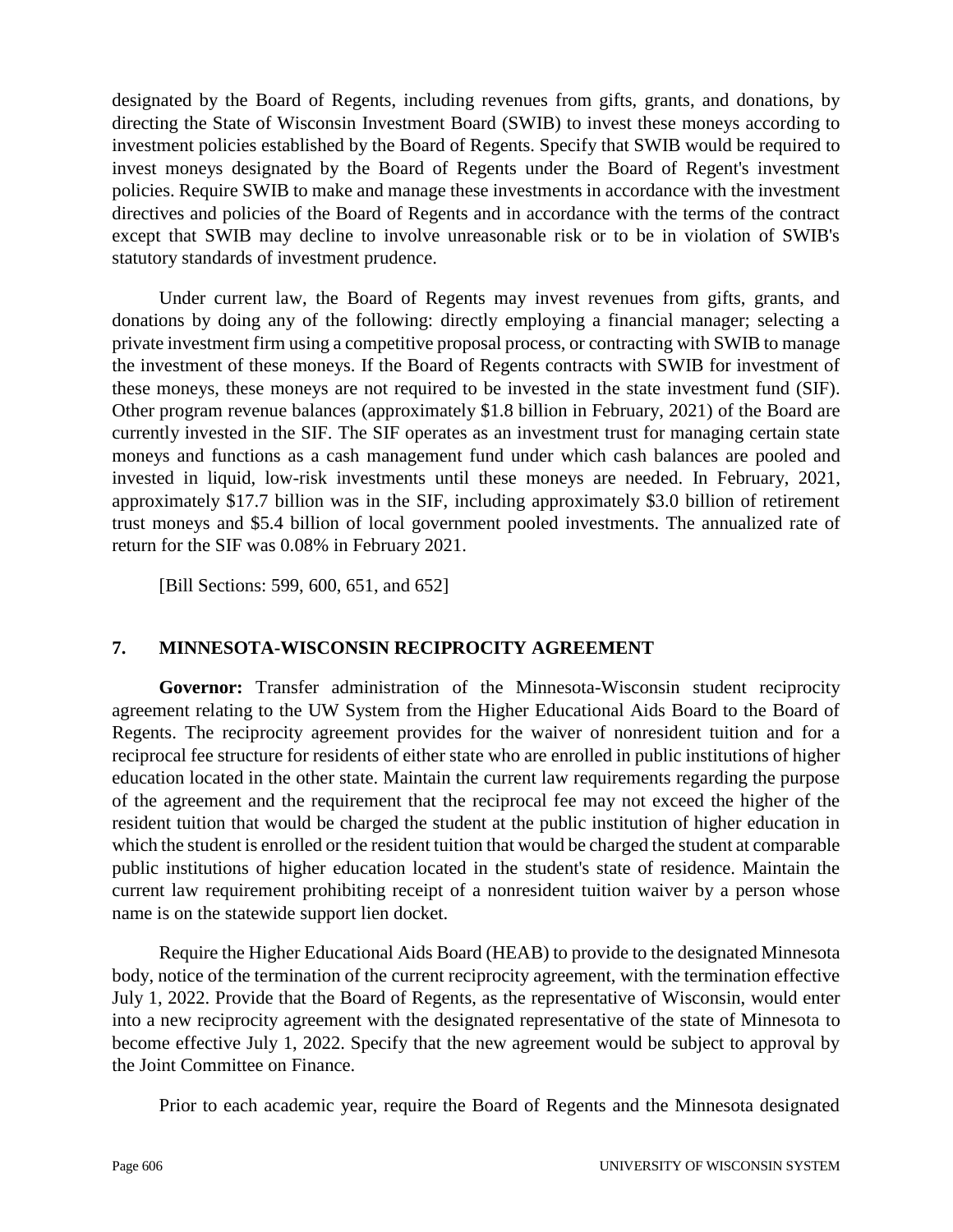designated by the Board of Regents, including revenues from gifts, grants, and donations, by directing the State of Wisconsin Investment Board (SWIB) to invest these moneys according to investment policies established by the Board of Regents. Specify that SWIB would be required to invest moneys designated by the Board of Regents under the Board of Regent's investment policies. Require SWIB to make and manage these investments in accordance with the investment directives and policies of the Board of Regents and in accordance with the terms of the contract except that SWIB may decline to involve unreasonable risk or to be in violation of SWIB's statutory standards of investment prudence.

Under current law, the Board of Regents may invest revenues from gifts, grants, and donations by doing any of the following: directly employing a financial manager; selecting a private investment firm using a competitive proposal process, or contracting with SWIB to manage the investment of these moneys. If the Board of Regents contracts with SWIB for investment of these moneys, these moneys are not required to be invested in the state investment fund (SIF). Other program revenue balances (approximately $1.8 billion in February, 2021) of the Board are currently invested in the SIF. The SIF operates as an investment trust for managing certain state moneys and functions as a cash management fund under which cash balances are pooled and invested in liquid, low-risk investments until these moneys are needed. In February, 2021, approximately $17.7 billion was in the SIF, including approximately $3.0 billion of retirement trust moneys and $5.4 billion of local government pooled investments. The annualized rate of return for the SIF was 0.08% in February 2021.

[Bill Sections: 599, 600, 651, and 652]

## 7. MINNESOTA-WISCONSIN RECIPROCITY AGREEMENT

**Governor:** Transfer administration of the Minnesota-Wisconsin student reciprocity agreement relating to the UW System from the Higher Educational Aids Board to the Board of Regents. The reciprocity agreement provides for the waiver of nonresident tuition and for a reciprocal fee structure for residents of either state who are enrolled in public institutions of higher education located in the other state. Maintain the current law requirements regarding the purpose of the agreement and the requirement that the reciprocal fee may not exceed the higher of the resident tuition that would be charged the student at the public institution of higher education in which the student is enrolled or the resident tuition that would be charged the student at comparable public institutions of higher education located in the student's state of residence. Maintain the current law requirement prohibiting receipt of a nonresident tuition waiver by a person whose name is on the statewide support lien docket.

Require the Higher Educational Aids Board (HEAB) to provide to the designated Minnesota body, notice of the termination of the current reciprocity agreement, with the termination effective July 1, 2022. Provide that the Board of Regents, as the representative of Wisconsin, would enter into a new reciprocity agreement with the designated representative of the state of Minnesota to become effective July 1, 2022. Specify that the new agreement would be subject to approval by the Joint Committee on Finance.

Prior to each academic year, require the Board of Regents and the Minnesota designated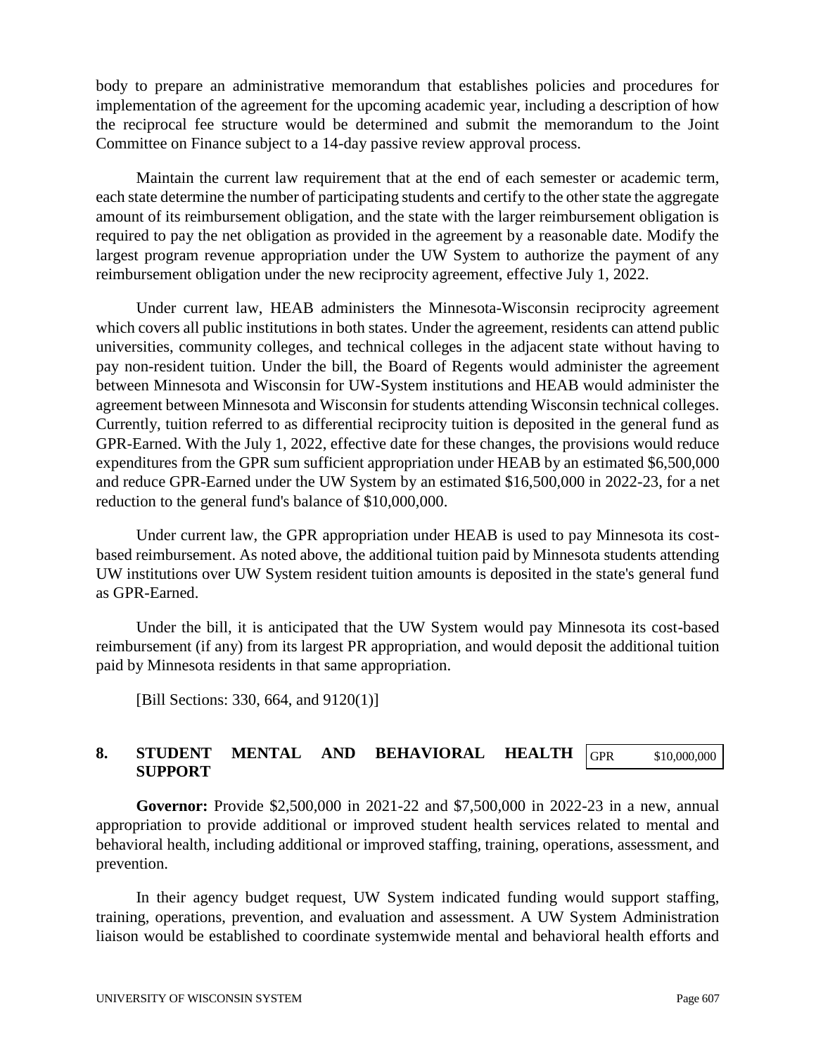body to prepare an administrative memorandum that establishes policies and procedures for implementation of the agreement for the upcoming academic year, including a description of how the reciprocal fee structure would be determined and submit the memorandum to the Joint Committee on Finance subject to a 14-day passive review approval process.

Maintain the current law requirement that at the end of each semester or academic term, each state determine the number of participating students and certify to the other state the aggregate amount of its reimbursement obligation, and the state with the larger reimbursement obligation is required to pay the net obligation as provided in the agreement by a reasonable date. Modify the largest program revenue appropriation under the UW System to authorize the payment of any reimbursement obligation under the new reciprocity agreement, effective July 1, 2022.

Under current law, HEAB administers the Minnesota-Wisconsin reciprocity agreement which covers all public institutions in both states. Under the agreement, residents can attend public universities, community colleges, and technical colleges in the adjacent state without having to pay non-resident tuition. Under the bill, the Board of Regents would administer the agreement between Minnesota and Wisconsin for UW-System institutions and HEAB would administer the agreement between Minnesota and Wisconsin for students attending Wisconsin technical colleges. Currently, tuition referred to as differential reciprocity tuition is deposited in the general fund as GPR-Earned. With the July 1, 2022, effective date for these changes, the provisions would reduce expenditures from the GPR sum sufficient appropriation under HEAB by an estimated $6,500,000 and reduce GPR-Earned under the UW System by an estimated $16,500,000 in 2022-23, for a net reduction to the general fund's balance of $10,000,000.

Under current law, the GPR appropriation under HEAB is used to pay Minnesota its cost-based reimbursement. As noted above, the additional tuition paid by Minnesota students attending UW institutions over UW System resident tuition amounts is deposited in the state's general fund as GPR-Earned.

Under the bill, it is anticipated that the UW System would pay Minnesota its cost-based reimbursement (if any) from its largest PR appropriation, and would deposit the additional tuition paid by Minnesota residents in that same appropriation.

[Bill Sections: 330, 664, and 9120(1)]

## 8. STUDENT MENTAL AND BEHAVIORAL HEALTH SUPPORT

| GPR | $10,000,000 |
|---|---|

**Governor:** Provide $2,500,000 in 2021-22 and $7,500,000 in 2022-23 in a new, annual appropriation to provide additional or improved student health services related to mental and behavioral health, including additional or improved staffing, training, operations, assessment, and prevention.

In their agency budget request, UW System indicated funding would support staffing, training, operations, prevention, and evaluation and assessment. A UW System Administration liaison would be established to coordinate systemwide mental and behavioral health efforts and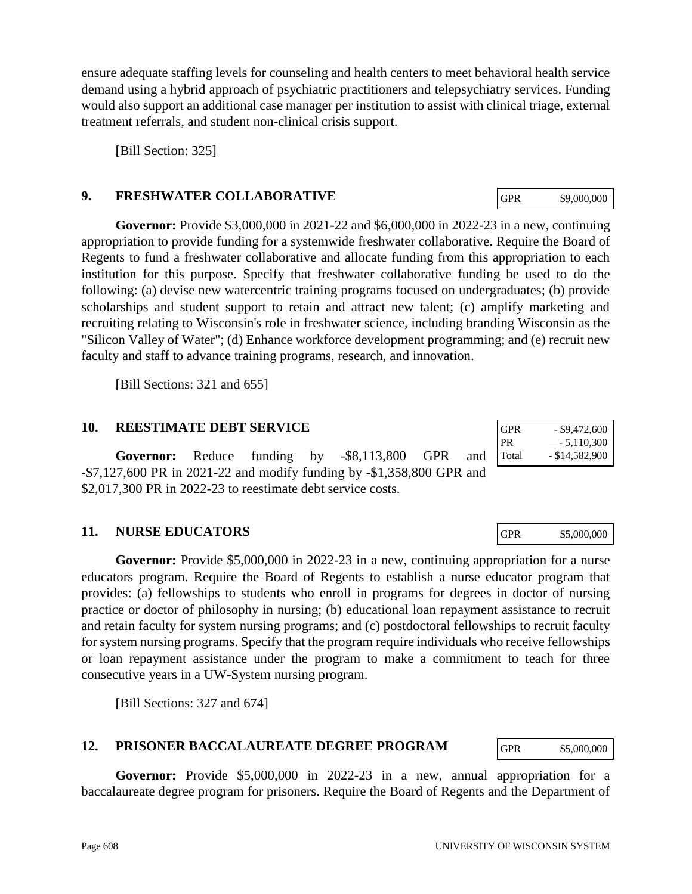ensure adequate staffing levels for counseling and health centers to meet behavioral health service demand using a hybrid approach of psychiatric practitioners and telepsychiatry services. Funding would also support an additional case manager per institution to assist with clinical triage, external treatment referrals, and student non-clinical crisis support.

[Bill Section: 325]

## 9. FRESHWATER COLLABORATIVE

| GPR | $9,000,000 |
|---|---|

**Governor:** Provide $3,000,000 in 2021-22 and $6,000,000 in 2022-23 in a new, continuing appropriation to provide funding for a systemwide freshwater collaborative. Require the Board of Regents to fund a freshwater collaborative and allocate funding from this appropriation to each institution for this purpose. Specify that freshwater collaborative funding be used to do the following: (a) devise new watercentric training programs focused on undergraduates; (b) provide scholarships and student support to retain and attract new talent; (c) amplify marketing and recruiting relating to Wisconsin's role in freshwater science, including branding Wisconsin as the "Silicon Valley of Water"; (d) Enhance workforce development programming; and (e) recruit new faculty and staff to advance training programs, research, and innovation.

[Bill Sections: 321 and 655]

## 10. REESTIMATE DEBT SERVICE

| GPR | - $9,472,600 |
|---|---|
| PR | - 5,110,300 |
| Total | - $14,582,900 |

**Governor:** Reduce funding by -$8,113,800 GPR and -$7,127,600 PR in 2021-22 and modify funding by -$1,358,800 GPR and $2,017,300 PR in 2022-23 to reestimate debt service costs.

## 11. NURSE EDUCATORS

| GPR | $5,000,000 |
|---|---|

**Governor:** Provide $5,000,000 in 2022-23 in a new, continuing appropriation for a nurse educators program. Require the Board of Regents to establish a nurse educator program that provides: (a) fellowships to students who enroll in programs for degrees in doctor of nursing practice or doctor of philosophy in nursing; (b) educational loan repayment assistance to recruit and retain faculty for system nursing programs; and (c) postdoctoral fellowships to recruit faculty for system nursing programs. Specify that the program require individuals who receive fellowships or loan repayment assistance under the program to make a commitment to teach for three consecutive years in a UW-System nursing program.

[Bill Sections: 327 and 674]

## 12. PRISONER BACCALAUREATE DEGREE PROGRAM

| GPR | $5,000,000 |
|---|---|

**Governor:** Provide $5,000,000 in 2022-23 in a new, annual appropriation for a baccalaureate degree program for prisoners. Require the Board of Regents and the Department of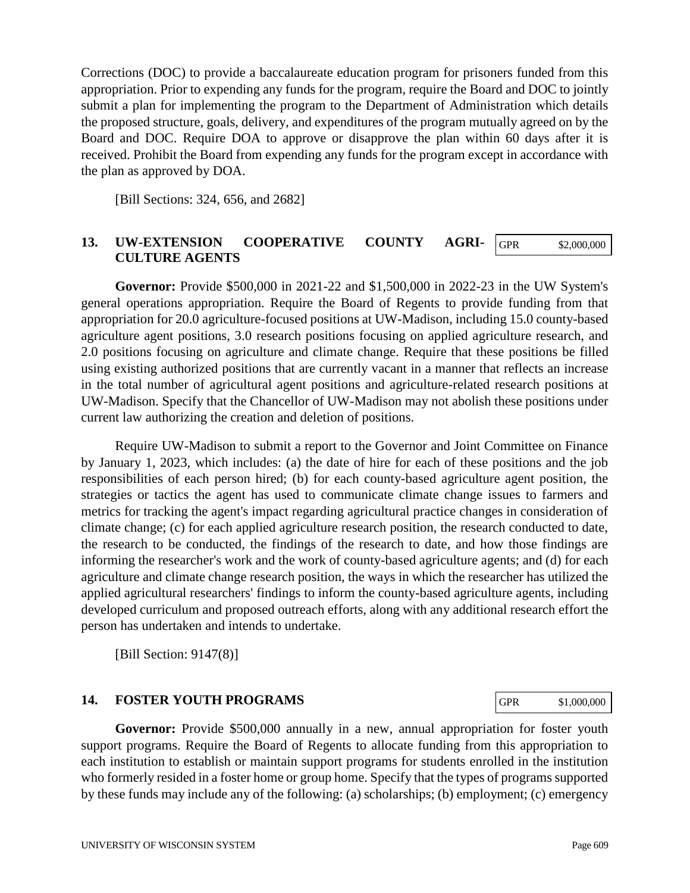Corrections (DOC) to provide a baccalaureate education program for prisoners funded from this appropriation. Prior to expending any funds for the program, require the Board and DOC to jointly submit a plan for implementing the program to the Department of Administration which details the proposed structure, goals, delivery, and expenditures of the program mutually agreed on by the Board and DOC. Require DOA to approve or disapprove the plan within 60 days after it is received. Prohibit the Board from expending any funds for the program except in accordance with the plan as approved by DOA.

[Bill Sections: 324, 656, and 2682]

### 13. UW-EXTENSION COOPERATIVE COUNTY AGRICULTURE AGENTS

| GPR | $2,000,000 |
|---|---|

**Governor:** Provide $500,000 in 2021-22 and $1,500,000 in 2022-23 in the UW System's general operations appropriation. Require the Board of Regents to provide funding from that appropriation for 20.0 agriculture-focused positions at UW-Madison, including 15.0 county-based agriculture agent positions, 3.0 research positions focusing on applied agriculture research, and 2.0 positions focusing on agriculture and climate change. Require that these positions be filled using existing authorized positions that are currently vacant in a manner that reflects an increase in the total number of agricultural agent positions and agriculture-related research positions at UW-Madison. Specify that the Chancellor of UW-Madison may not abolish these positions under current law authorizing the creation and deletion of positions.

Require UW-Madison to submit a report to the Governor and Joint Committee on Finance by January 1, 2023, which includes: (a) the date of hire for each of these positions and the job responsibilities of each person hired; (b) for each county-based agriculture agent position, the strategies or tactics the agent has used to communicate climate change issues to farmers and metrics for tracking the agent's impact regarding agricultural practice changes in consideration of climate change; (c) for each applied agriculture research position, the research conducted to date, the research to be conducted, the findings of the research to date, and how those findings are informing the researcher's work and the work of county-based agriculture agents; and (d) for each agriculture and climate change research position, the ways in which the researcher has utilized the applied agricultural researchers' findings to inform the county-based agriculture agents, including developed curriculum and proposed outreach efforts, along with any additional research effort the person has undertaken and intends to undertake.

[Bill Section: 9147(8)]

### 14. FOSTER YOUTH PROGRAMS

| GPR | $1,000,000 |
|---|---|

**Governor:** Provide $500,000 annually in a new, annual appropriation for foster youth support programs. Require the Board of Regents to allocate funding from this appropriation to each institution to establish or maintain support programs for students enrolled in the institution who formerly resided in a foster home or group home. Specify that the types of programs supported by these funds may include any of the following: (a) scholarships; (b) employment; (c) emergency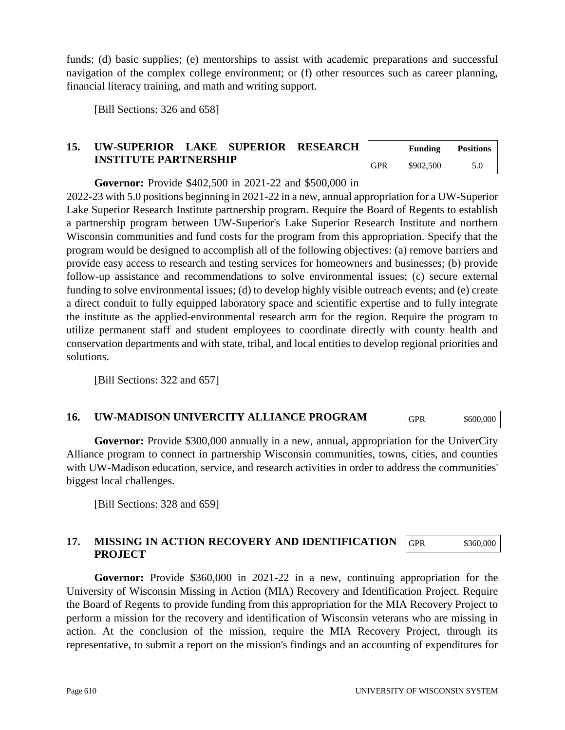funds; (d) basic supplies; (e) mentorships to assist with academic preparations and successful navigation of the complex college environment; or (f) other resources such as career planning, financial literacy training, and math and writing support.

[Bill Sections: 326 and 658]

## 15. UW-SUPERIOR LAKE SUPERIOR RESEARCH INSTITUTE PARTNERSHIP

| | Funding | Positions |
|---|---|---|
| GPR | $902,500 | 5.0 |

**Governor:** Provide $402,500 in 2021-22 and $500,000 in 2022-23 with 5.0 positions beginning in 2021-22 in a new, annual appropriation for a UW-Superior Lake Superior Research Institute partnership program. Require the Board of Regents to establish a partnership program between UW-Superior's Lake Superior Research Institute and northern Wisconsin communities and fund costs for the program from this appropriation. Specify that the program would be designed to accomplish all of the following objectives: (a) remove barriers and provide easy access to research and testing services for homeowners and businesses; (b) provide follow-up assistance and recommendations to solve environmental issues; (c) secure external funding to solve environmental issues; (d) to develop highly visible outreach events; and (e) create a direct conduit to fully equipped laboratory space and scientific expertise and to fully integrate the institute as the applied-environmental research arm for the region. Require the program to utilize permanent staff and student employees to coordinate directly with county health and conservation departments and with state, tribal, and local entities to develop regional priorities and solutions.

[Bill Sections: 322 and 657]

## 16. UW-MADISON UNIVERCITY ALLIANCE PROGRAM

| GPR | $600,000 |
|---|---|

**Governor:** Provide $300,000 annually in a new, annual, appropriation for the UniverCity Alliance program to connect in partnership Wisconsin communities, towns, cities, and counties with UW-Madison education, service, and research activities in order to address the communities' biggest local challenges.

[Bill Sections: 328 and 659]

## 17. MISSING IN ACTION RECOVERY AND IDENTIFICATION PROJECT

| GPR | $360,000 |
|---|---|

**Governor:** Provide $360,000 in 2021-22 in a new, continuing appropriation for the University of Wisconsin Missing in Action (MIA) Recovery and Identification Project. Require the Board of Regents to provide funding from this appropriation for the MIA Recovery Project to perform a mission for the recovery and identification of Wisconsin veterans who are missing in action. At the conclusion of the mission, require the MIA Recovery Project, through its representative, to submit a report on the mission's findings and an accounting of expenditures for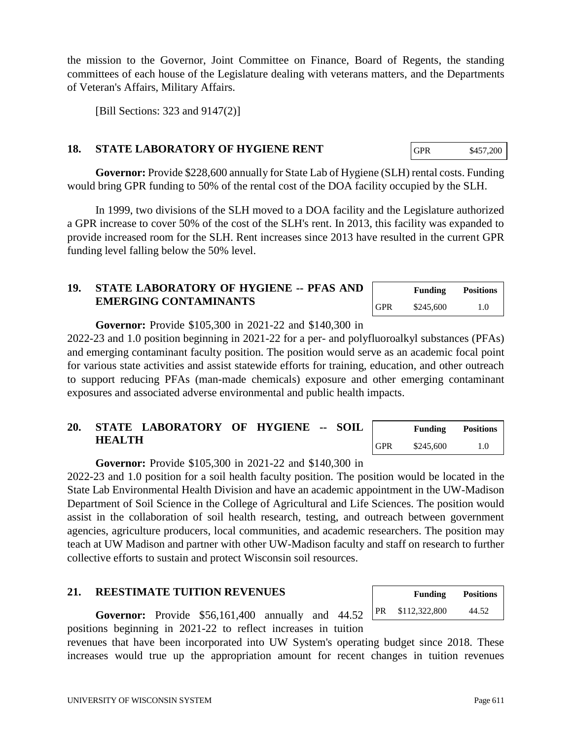the mission to the Governor, Joint Committee on Finance, Board of Regents, the standing committees of each house of the Legislature dealing with veterans matters, and the Departments of Veteran's Affairs, Military Affairs.

[Bill Sections: 323 and 9147(2)]

## 18. STATE LABORATORY OF HYGIENE RENT

| GPR | $457,200 |
|---|---|

**Governor:** Provide $228,600 annually for State Lab of Hygiene (SLH) rental costs. Funding would bring GPR funding to 50% of the rental cost of the DOA facility occupied by the SLH.

In 1999, two divisions of the SLH moved to a DOA facility and the Legislature authorized a GPR increase to cover 50% of the cost of the SLH's rent. In 2013, this facility was expanded to provide increased room for the SLH. Rent increases since 2013 have resulted in the current GPR funding level falling below the 50% level.

## 19. STATE LABORATORY OF HYGIENE -- PFAS AND EMERGING CONTAMINANTS

| | Funding | Positions |
|---|---|---|
| GPR | $245,600 | 1.0 |

**Governor:** Provide $105,300 in 2021-22 and $140,300 in 2022-23 and 1.0 position beginning in 2021-22 for a per- and polyfluoroalkyl substances (PFAs) and emerging contaminant faculty position. The position would serve as an academic focal point for various state activities and assist statewide efforts for training, education, and other outreach to support reducing PFAs (man-made chemicals) exposure and other emerging contaminant exposures and associated adverse environmental and public health impacts.

## 20. STATE LABORATORY OF HYGIENE -- SOIL HEALTH

| | Funding | Positions |
|---|---|---|
| GPR | $245,600 | 1.0 |

**Governor:** Provide $105,300 in 2021-22 and $140,300 in 2022-23 and 1.0 position for a soil health faculty position. The position would be located in the State Lab Environmental Health Division and have an academic appointment in the UW-Madison Department of Soil Science in the College of Agricultural and Life Sciences. The position would assist in the collaboration of soil health research, testing, and outreach between government agencies, agriculture producers, local communities, and academic researchers. The position may teach at UW Madison and partner with other UW-Madison faculty and staff on research to further collective efforts to sustain and protect Wisconsin soil resources.

## 21. REESTIMATE TUITION REVENUES

| | Funding | Positions |
|---|---|---|
| PR | $112,322,800 | 44.52 |

**Governor:** Provide $56,161,400 annually and 44.52 positions beginning in 2021-22 to reflect increases in tuition revenues that have been incorporated into UW System's operating budget since 2018. These increases would true up the appropriation amount for recent changes in tuition revenues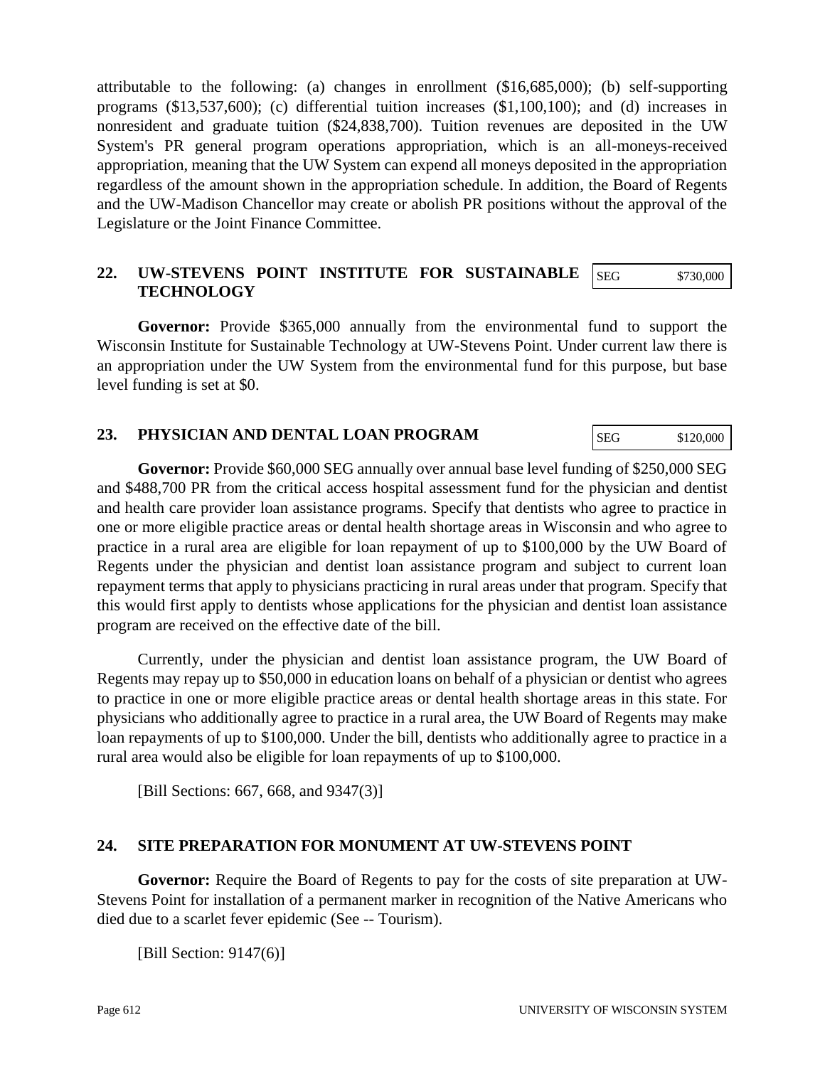attributable to the following: (a) changes in enrollment ($16,685,000); (b) self-supporting programs ($13,537,600); (c) differential tuition increases ($1,100,100); and (d) increases in nonresident and graduate tuition ($24,838,700). Tuition revenues are deposited in the UW System's PR general program operations appropriation, which is an all-moneys-received appropriation, meaning that the UW System can expend all moneys deposited in the appropriation regardless of the amount shown in the appropriation schedule. In addition, the Board of Regents and the UW-Madison Chancellor may create or abolish PR positions without the approval of the Legislature or the Joint Finance Committee.

## 22. UW-STEVENS POINT INSTITUTE FOR SUSTAINABLE TECHNOLOGY

| SEG | $730,000 |
|---|---|

**Governor:** Provide $365,000 annually from the environmental fund to support the Wisconsin Institute for Sustainable Technology at UW-Stevens Point. Under current law there is an appropriation under the UW System from the environmental fund for this purpose, but base level funding is set at $0.

## 23. PHYSICIAN AND DENTAL LOAN PROGRAM

| SEG | $120,000 |
|---|---|

**Governor:** Provide $60,000 SEG annually over annual base level funding of $250,000 SEG and $488,700 PR from the critical access hospital assessment fund for the physician and dentist and health care provider loan assistance programs. Specify that dentists who agree to practice in one or more eligible practice areas or dental health shortage areas in Wisconsin and who agree to practice in a rural area are eligible for loan repayment of up to $100,000 by the UW Board of Regents under the physician and dentist loan assistance program and subject to current loan repayment terms that apply to physicians practicing in rural areas under that program. Specify that this would first apply to dentists whose applications for the physician and dentist loan assistance program are received on the effective date of the bill.

Currently, under the physician and dentist loan assistance program, the UW Board of Regents may repay up to $50,000 in education loans on behalf of a physician or dentist who agrees to practice in one or more eligible practice areas or dental health shortage areas in this state. For physicians who additionally agree to practice in a rural area, the UW Board of Regents may make loan repayments of up to $100,000. Under the bill, dentists who additionally agree to practice in a rural area would also be eligible for loan repayments of up to $100,000.

[Bill Sections: 667, 668, and 9347(3)]

## 24. SITE PREPARATION FOR MONUMENT AT UW-STEVENS POINT

**Governor:** Require the Board of Regents to pay for the costs of site preparation at UW-Stevens Point for installation of a permanent marker in recognition of the Native Americans who died due to a scarlet fever epidemic (See -- Tourism).

[Bill Section: 9147(6)]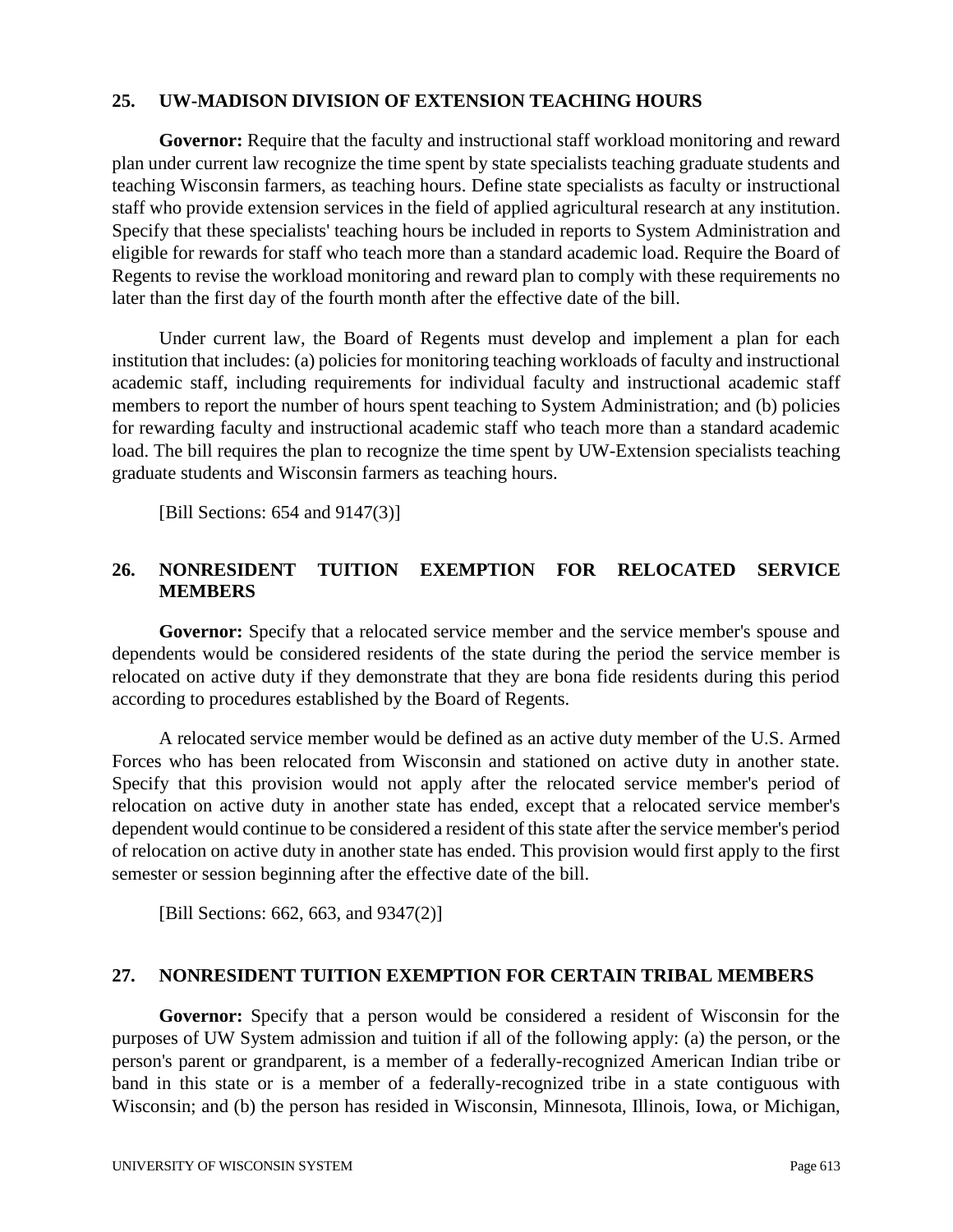## 25. UW-MADISON DIVISION OF EXTENSION TEACHING HOURS

**Governor:** Require that the faculty and instructional staff workload monitoring and reward plan under current law recognize the time spent by state specialists teaching graduate students and teaching Wisconsin farmers, as teaching hours. Define state specialists as faculty or instructional staff who provide extension services in the field of applied agricultural research at any institution. Specify that these specialists' teaching hours be included in reports to System Administration and eligible for rewards for staff who teach more than a standard academic load. Require the Board of Regents to revise the workload monitoring and reward plan to comply with these requirements no later than the first day of the fourth month after the effective date of the bill.

Under current law, the Board of Regents must develop and implement a plan for each institution that includes: (a) policies for monitoring teaching workloads of faculty and instructional academic staff, including requirements for individual faculty and instructional academic staff members to report the number of hours spent teaching to System Administration; and (b) policies for rewarding faculty and instructional academic staff who teach more than a standard academic load. The bill requires the plan to recognize the time spent by UW-Extension specialists teaching graduate students and Wisconsin farmers as teaching hours.

[Bill Sections: 654 and 9147(3)]

## 26. NONRESIDENT TUITION EXEMPTION FOR RELOCATED SERVICE MEMBERS

**Governor:** Specify that a relocated service member and the service member's spouse and dependents would be considered residents of the state during the period the service member is relocated on active duty if they demonstrate that they are bona fide residents during this period according to procedures established by the Board of Regents.

A relocated service member would be defined as an active duty member of the U.S. Armed Forces who has been relocated from Wisconsin and stationed on active duty in another state. Specify that this provision would not apply after the relocated service member's period of relocation on active duty in another state has ended, except that a relocated service member's dependent would continue to be considered a resident of this state after the service member's period of relocation on active duty in another state has ended. This provision would first apply to the first semester or session beginning after the effective date of the bill.

[Bill Sections: 662, 663, and 9347(2)]

## 27. NONRESIDENT TUITION EXEMPTION FOR CERTAIN TRIBAL MEMBERS

**Governor:** Specify that a person would be considered a resident of Wisconsin for the purposes of UW System admission and tuition if all of the following apply: (a) the person, or the person's parent or grandparent, is a member of a federally-recognized American Indian tribe or band in this state or is a member of a federally-recognized tribe in a state contiguous with Wisconsin; and (b) the person has resided in Wisconsin, Minnesota, Illinois, Iowa, or Michigan,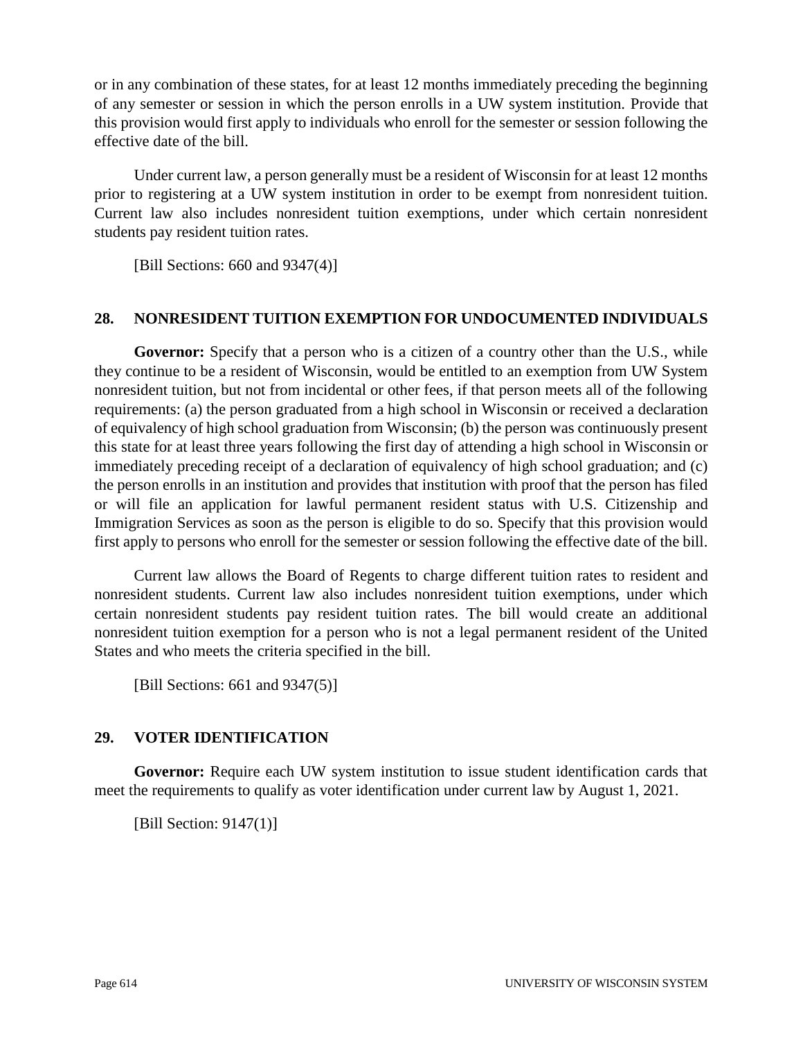or in any combination of these states, for at least 12 months immediately preceding the beginning of any semester or session in which the person enrolls in a UW system institution. Provide that this provision would first apply to individuals who enroll for the semester or session following the effective date of the bill.

Under current law, a person generally must be a resident of Wisconsin for at least 12 months prior to registering at a UW system institution in order to be exempt from nonresident tuition. Current law also includes nonresident tuition exemptions, under which certain nonresident students pay resident tuition rates.

[Bill Sections: 660 and 9347(4)]

## 28. NONRESIDENT TUITION EXEMPTION FOR UNDOCUMENTED INDIVIDUALS

**Governor:** Specify that a person who is a citizen of a country other than the U.S., while they continue to be a resident of Wisconsin, would be entitled to an exemption from UW System nonresident tuition, but not from incidental or other fees, if that person meets all of the following requirements: (a) the person graduated from a high school in Wisconsin or received a declaration of equivalency of high school graduation from Wisconsin; (b) the person was continuously present this state for at least three years following the first day of attending a high school in Wisconsin or immediately preceding receipt of a declaration of equivalency of high school graduation; and (c) the person enrolls in an institution and provides that institution with proof that the person has filed or will file an application for lawful permanent resident status with U.S. Citizenship and Immigration Services as soon as the person is eligible to do so. Specify that this provision would first apply to persons who enroll for the semester or session following the effective date of the bill.

Current law allows the Board of Regents to charge different tuition rates to resident and nonresident students. Current law also includes nonresident tuition exemptions, under which certain nonresident students pay resident tuition rates. The bill would create an additional nonresident tuition exemption for a person who is not a legal permanent resident of the United States and who meets the criteria specified in the bill.

[Bill Sections: 661 and 9347(5)]

## 29. VOTER IDENTIFICATION

**Governor:** Require each UW system institution to issue student identification cards that meet the requirements to qualify as voter identification under current law by August 1, 2021.

[Bill Section: 9147(1)]